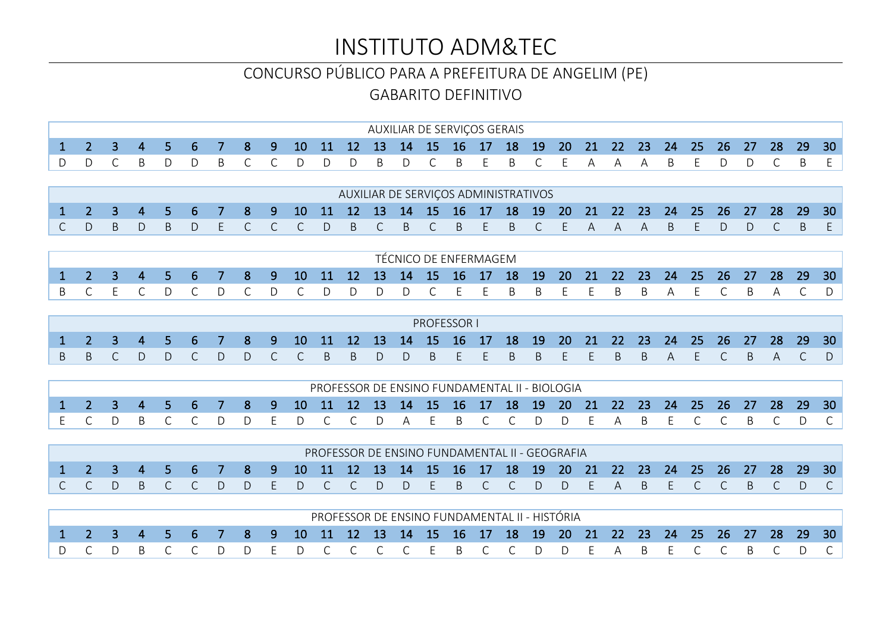# INSTITUTO ADM&TEC

## CONCURSO PÚBLICO PARA A PREFEITURA DE ANGELIM (PE)

## GABARITO DEFINITIVO

| AUXILIAR DE SERVIÇOS GERAIS | | | | | | | | | | | | | | | | | | | | | | | | | | | | | |
|---|---|---|---|---|---|---|---|---|---|---|---|---|---|---|---|---|---|---|---|---|---|---|---|---|---|---|---|---|---|
| 1 | 2 | 3 | 4 | 5 | 6 | 7 | 8 | 9 | 10 | 11 | 12 | 13 | 14 | 15 | 16 | 17 | 18 | 19 | 20 | 21 | 22 | 23 | 24 | 25 | 26 | 27 | 28 | 29 | 30 |
| D | D | C | B | D | D | B | C | C | D | D | D | B | D | C | B | E | B | C | E | A | A | A | B | E | D | D | C | B | E |

| AUXILIAR DE SERVIÇOS ADMINISTRATIVOS | | | | | | | | | | | | | | | | | | | | | | | | | | | | | |
|---|---|---|---|---|---|---|---|---|---|---|---|---|---|---|---|---|---|---|---|---|---|---|---|---|---|---|---|---|---|
| 1 | 2 | 3 | 4 | 5 | 6 | 7 | 8 | 9 | 10 | 11 | 12 | 13 | 14 | 15 | 16 | 17 | 18 | 19 | 20 | 21 | 22 | 23 | 24 | 25 | 26 | 27 | 28 | 29 | 30 |
| C | D | B | D | B | D | E | C | C | C | D | B | C | B | C | B | E | B | C | E | A | A | A | B | E | D | D | C | B | E |

| TÉCNICO DE ENFERMAGEM | | | | | | | | | | | | | | | | | | | | | | | | | | | | | |
|---|---|---|---|---|---|---|---|---|---|---|---|---|---|---|---|---|---|---|---|---|---|---|---|---|---|---|---|---|---|
| 1 | 2 | 3 | 4 | 5 | 6 | 7 | 8 | 9 | 10 | 11 | 12 | 13 | 14 | 15 | 16 | 17 | 18 | 19 | 20 | 21 | 22 | 23 | 24 | 25 | 26 | 27 | 28 | 29 | 30 |
| B | C | E | C | D | C | D | C | D | C | D | D | D | D | C | E | E | B | B | E | E | B | B | A | E | C | B | A | C | D |

| PROFESSOR I | | | | | | | | | | | | | | | | | | | | | | | | | | | | | |
|---|---|---|---|---|---|---|---|---|---|---|---|---|---|---|---|---|---|---|---|---|---|---|---|---|---|---|---|---|---|
| 1 | 2 | 3 | 4 | 5 | 6 | 7 | 8 | 9 | 10 | 11 | 12 | 13 | 14 | 15 | 16 | 17 | 18 | 19 | 20 | 21 | 22 | 23 | 24 | 25 | 26 | 27 | 28 | 29 | 30 |
| B | B | C | D | D | C | D | D | C | C | B | B | D | D | B | E | E | B | B | E | E | B | B | A | E | C | B | A | C | D |

| PROFESSOR DE ENSINO FUNDAMENTAL II - BIOLOGIA | | | | | | | | | | | | | | | | | | | | | | | | | | | | | |
|---|---|---|---|---|---|---|---|---|---|---|---|---|---|---|---|---|---|---|---|---|---|---|---|---|---|---|---|---|---|
| 1 | 2 | 3 | 4 | 5 | 6 | 7 | 8 | 9 | 10 | 11 | 12 | 13 | 14 | 15 | 16 | 17 | 18 | 19 | 20 | 21 | 22 | 23 | 24 | 25 | 26 | 27 | 28 | 29 | 30 |
| E | C | D | B | C | C | D | D | E | D | C | C | D | A | E | B | C | C | D | D | E | A | B | E | C | C | B | C | D | C |

| PROFESSOR DE ENSINO FUNDAMENTAL II - GEOGRAFIA | | | | | | | | | | | | | | | | | | | | | | | | | | | | | |
|---|---|---|---|---|---|---|---|---|---|---|---|---|---|---|---|---|---|---|---|---|---|---|---|---|---|---|---|---|---|
| 1 | 2 | 3 | 4 | 5 | 6 | 7 | 8 | 9 | 10 | 11 | 12 | 13 | 14 | 15 | 16 | 17 | 18 | 19 | 20 | 21 | 22 | 23 | 24 | 25 | 26 | 27 | 28 | 29 | 30 |
| C | C | D | B | C | C | D | D | E | D | C | C | D | D | E | B | C | C | D | D | E | A | B | E | C | C | B | C | D | C |

| PROFESSOR DE ENSINO FUNDAMENTAL II - HISTÓRIA | | | | | | | | | | | | | | | | | | | | | | | | | | | | | |
|---|---|---|---|---|---|---|---|---|---|---|---|---|---|---|---|---|---|---|---|---|---|---|---|---|---|---|---|---|---|
| 1 | 2 | 3 | 4 | 5 | 6 | 7 | 8 | 9 | 10 | 11 | 12 | 13 | 14 | 15 | 16 | 17 | 18 | 19 | 20 | 21 | 22 | 23 | 24 | 25 | 26 | 27 | 28 | 29 | 30 |
| D | C | D | B | C | C | D | D | E | D | C | C | C | C | E | B | C | C | D | D | E | A | B | E | C | C | B | C | D | C |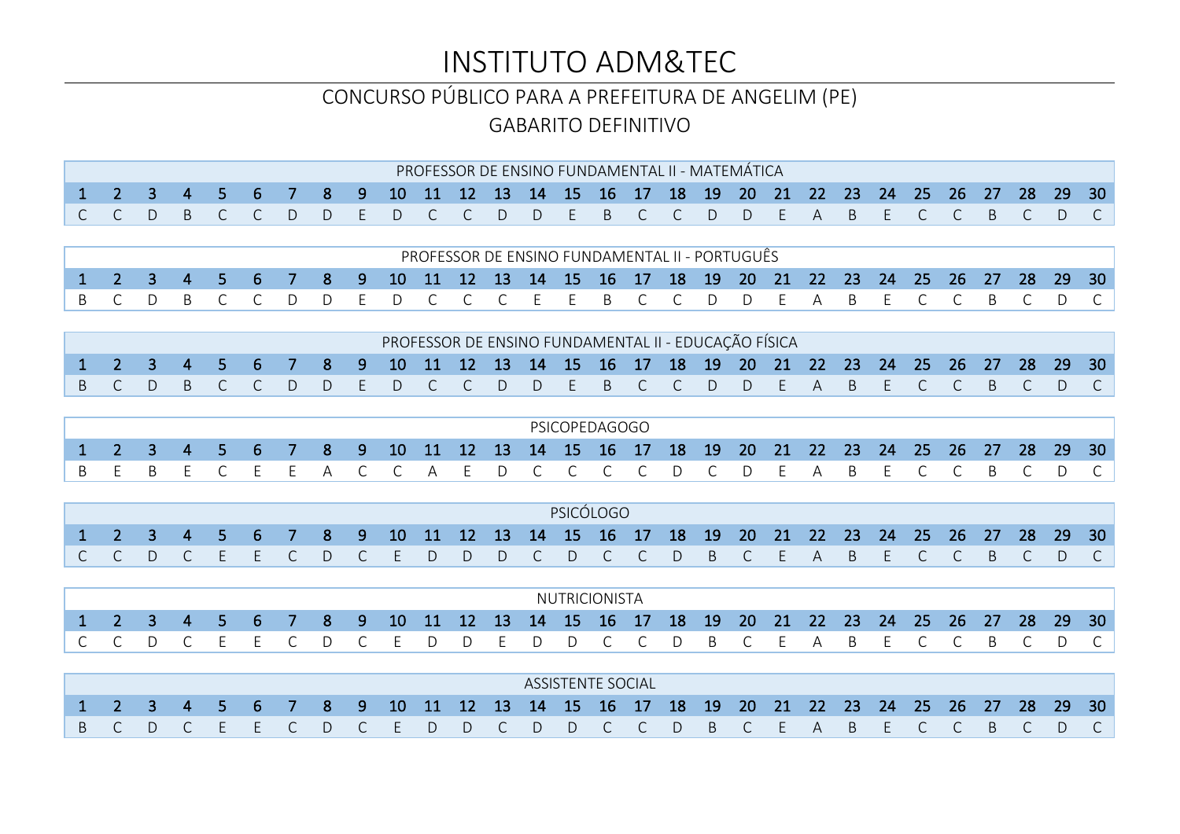# INSTITUTO ADM&TEC

## CONCURSO PÚBLICO PARA A PREFEITURA DE ANGELIM (PE)

## GABARITO DEFINITIVO

| PROFESSOR DE ENSINO FUNDAMENTAL II - MATEMÁTICA | | | | | | | | | | | | | | | | | | | | | | | | | | | | | |
|---|---|---|---|---|---|---|---|---|---|---|---|---|---|---|---|---|---|---|---|---|---|---|---|---|---|---|---|---|---|
| 1 | 2 | 3 | 4 | 5 | 6 | 7 | 8 | 9 | 10 | 11 | 12 | 13 | 14 | 15 | 16 | 17 | 18 | 19 | 20 | 21 | 22 | 23 | 24 | 25 | 26 | 27 | 28 | 29 | 30 |
| C | C | D | B | C | C | D | D | E | D | C | C | D | D | E | B | C | C | D | D | E | A | B | E | C | C | B | C | D | C |

| PROFESSOR DE ENSINO FUNDAMENTAL II - PORTUGUÊS | | | | | | | | | | | | | | | | | | | | | | | | | | | | | |
|---|---|---|---|---|---|---|---|---|---|---|---|---|---|---|---|---|---|---|---|---|---|---|---|---|---|---|---|---|---|
| 1 | 2 | 3 | 4 | 5 | 6 | 7 | 8 | 9 | 10 | 11 | 12 | 13 | 14 | 15 | 16 | 17 | 18 | 19 | 20 | 21 | 22 | 23 | 24 | 25 | 26 | 27 | 28 | 29 | 30 |
| B | C | D | B | C | C | D | D | E | D | C | C | C | E | E | B | C | C | D | D | E | A | B | E | C | C | B | C | D | C |

| PROFESSOR DE ENSINO FUNDAMENTAL II - EDUCAÇÃO FÍSICA | | | | | | | | | | | | | | | | | | | | | | | | | | | | | |
|---|---|---|---|---|---|---|---|---|---|---|---|---|---|---|---|---|---|---|---|---|---|---|---|---|---|---|---|---|---|
| 1 | 2 | 3 | 4 | 5 | 6 | 7 | 8 | 9 | 10 | 11 | 12 | 13 | 14 | 15 | 16 | 17 | 18 | 19 | 20 | 21 | 22 | 23 | 24 | 25 | 26 | 27 | 28 | 29 | 30 |
| B | C | D | B | C | C | D | D | E | D | C | C | D | D | E | B | C | C | D | D | E | A | B | E | C | C | B | C | D | C |

| PSICOPEDAGOGO | | | | | | | | | | | | | | | | | | | | | | | | | | | | | |
|---|---|---|---|---|---|---|---|---|---|---|---|---|---|---|---|---|---|---|---|---|---|---|---|---|---|---|---|---|---|
| 1 | 2 | 3 | 4 | 5 | 6 | 7 | 8 | 9 | 10 | 11 | 12 | 13 | 14 | 15 | 16 | 17 | 18 | 19 | 20 | 21 | 22 | 23 | 24 | 25 | 26 | 27 | 28 | 29 | 30 |
| B | E | B | E | C | E | E | A | C | C | A | E | D | C | C | C | C | D | C | D | E | A | B | E | C | C | B | C | D | C |

| PSICÓLOGO | | | | | | | | | | | | | | | | | | | | | | | | | | | | | |
|---|---|---|---|---|---|---|---|---|---|---|---|---|---|---|---|---|---|---|---|---|---|---|---|---|---|---|---|---|---|
| 1 | 2 | 3 | 4 | 5 | 6 | 7 | 8 | 9 | 10 | 11 | 12 | 13 | 14 | 15 | 16 | 17 | 18 | 19 | 20 | 21 | 22 | 23 | 24 | 25 | 26 | 27 | 28 | 29 | 30 |
| C | C | D | C | E | E | C | D | C | E | D | D | D | C | D | C | C | D | B | C | E | A | B | E | C | C | B | C | D | C |

| NUTRICIONISTA | | | | | | | | | | | | | | | | | | | | | | | | | | | | | |
|---|---|---|---|---|---|---|---|---|---|---|---|---|---|---|---|---|---|---|---|---|---|---|---|---|---|---|---|---|---|
| 1 | 2 | 3 | 4 | 5 | 6 | 7 | 8 | 9 | 10 | 11 | 12 | 13 | 14 | 15 | 16 | 17 | 18 | 19 | 20 | 21 | 22 | 23 | 24 | 25 | 26 | 27 | 28 | 29 | 30 |
| C | C | D | C | E | E | C | D | C | E | D | D | E | D | D | C | C | D | B | C | E | A | B | E | C | C | B | C | D | C |

| ASSISTENTE SOCIAL | | | | | | | | | | | | | | | | | | | | | | | | | | | | | |
|---|---|---|---|---|---|---|---|---|---|---|---|---|---|---|---|---|---|---|---|---|---|---|---|---|---|---|---|---|---|
| 1 | 2 | 3 | 4 | 5 | 6 | 7 | 8 | 9 | 10 | 11 | 12 | 13 | 14 | 15 | 16 | 17 | 18 | 19 | 20 | 21 | 22 | 23 | 24 | 25 | 26 | 27 | 28 | 29 | 30 |
| B | C | D | C | E | E | C | D | C | E | D | D | C | D | D | C | C | D | B | C | E | A | B | E | C | C | B | C | D | C |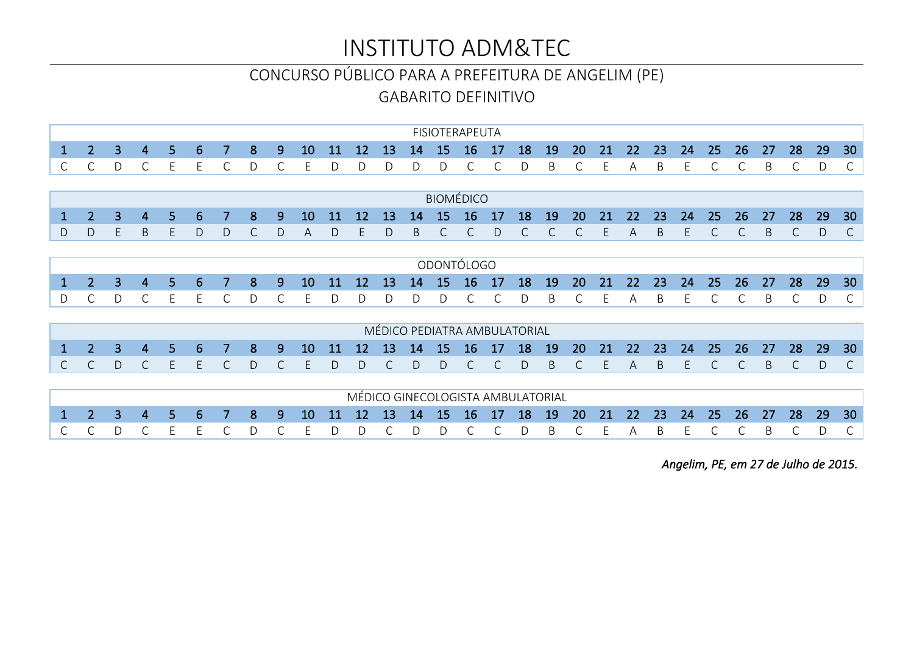# INSTITUTO ADM&TEC

## CONCURSO PÚBLICO PARA A PREFEITURA DE ANGELIM (PE)

## GABARITO DEFINITIVO

FISIOTERAPEUTA

| 1 | 2 | 3 | 4 | 5 | 6 | 7 | 8 | 9 | 10 | 11 | 12 | 13 | 14 | 15 | 16 | 17 | 18 | 19 | 20 | 21 | 22 | 23 | 24 | 25 | 26 | 27 | 28 | 29 | 30 |
|---|---|---|---|---|---|---|---|---|---|---|---|---|---|---|---|---|---|---|---|---|---|---|---|---|---|---|---|---|---|
| C | C | D | C | E | E | C | D | C | E | D | D | D | D | D | C | C | D | B | C | E | A | B | E | C | C | B | C | D | C |

BIOMÉDICO

| 1 | 2 | 3 | 4 | 5 | 6 | 7 | 8 | 9 | 10 | 11 | 12 | 13 | 14 | 15 | 16 | 17 | 18 | 19 | 20 | 21 | 22 | 23 | 24 | 25 | 26 | 27 | 28 | 29 | 30 |
|---|---|---|---|---|---|---|---|---|---|---|---|---|---|---|---|---|---|---|---|---|---|---|---|---|---|---|---|---|---|
| D | D | E | B | E | D | D | C | D | A | D | E | D | B | C | C | D | C | C | C | E | A | B | E | C | C | B | C | D | C |

ODONTÓLOGO

| 1 | 2 | 3 | 4 | 5 | 6 | 7 | 8 | 9 | 10 | 11 | 12 | 13 | 14 | 15 | 16 | 17 | 18 | 19 | 20 | 21 | 22 | 23 | 24 | 25 | 26 | 27 | 28 | 29 | 30 |
|---|---|---|---|---|---|---|---|---|---|---|---|---|---|---|---|---|---|---|---|---|---|---|---|---|---|---|---|---|---|
| D | C | D | C | E | E | C | D | C | E | D | D | D | D | D | C | C | D | B | C | E | A | B | E | C | C | B | C | D | C |

MÉDICO PEDIATRA AMBULATORIAL

| 1 | 2 | 3 | 4 | 5 | 6 | 7 | 8 | 9 | 10 | 11 | 12 | 13 | 14 | 15 | 16 | 17 | 18 | 19 | 20 | 21 | 22 | 23 | 24 | 25 | 26 | 27 | 28 | 29 | 30 |
|---|---|---|---|---|---|---|---|---|---|---|---|---|---|---|---|---|---|---|---|---|---|---|---|---|---|---|---|---|---|
| C | C | D | C | E | E | C | D | C | E | D | D | C | D | D | C | C | D | B | C | E | A | B | E | C | C | B | C | D | C |

MÉDICO GINECOLOGISTA AMBULATORIAL

| 1 | 2 | 3 | 4 | 5 | 6 | 7 | 8 | 9 | 10 | 11 | 12 | 13 | 14 | 15 | 16 | 17 | 18 | 19 | 20 | 21 | 22 | 23 | 24 | 25 | 26 | 27 | 28 | 29 | 30 |
|---|---|---|---|---|---|---|---|---|---|---|---|---|---|---|---|---|---|---|---|---|---|---|---|---|---|---|---|---|---|
| C | C | D | C | E | E | C | D | C | E | D | D | C | D | D | C | C | D | B | C | E | A | B | E | C | C | B | C | D | C |

*Angelim, PE, em 27 de Julho de 2015.*